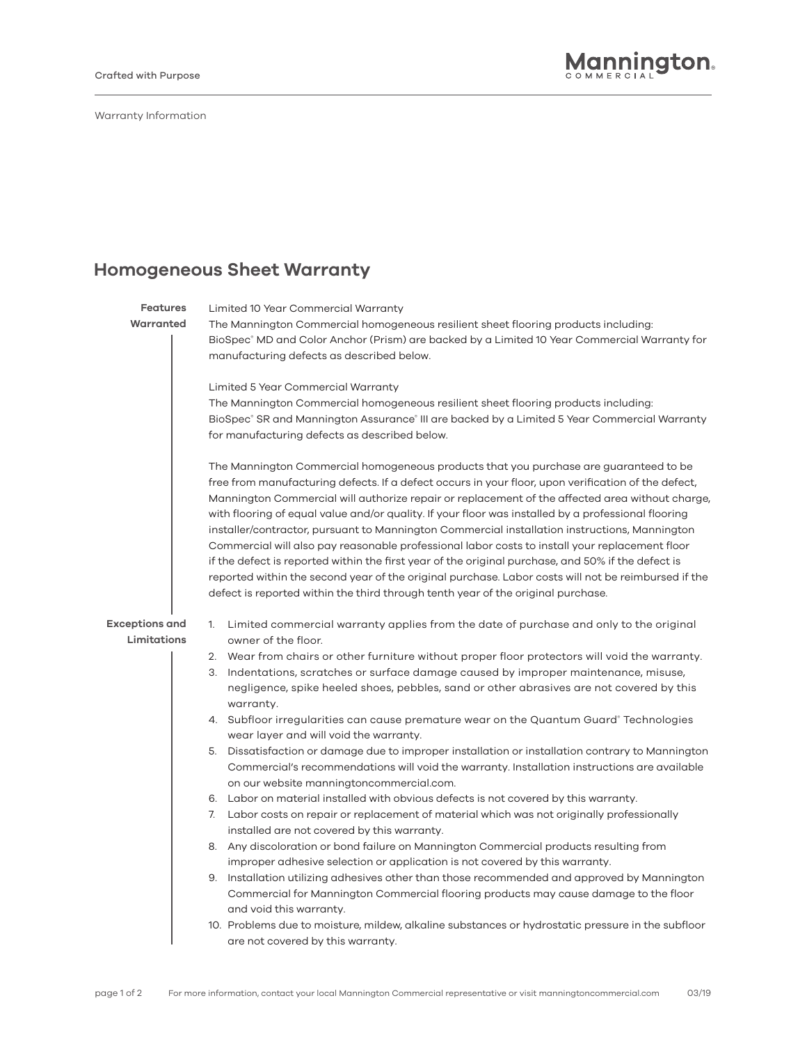Warranty Information

## Homogeneous Sheet Warranty

**Features Warranted**

Limited 10 Year Commercial Warranty

The Mannington Commercial homogeneous resilient sheet flooring products including: BioSpec® MD and Color Anchor (Prism) are backed by a Limited 10 Year Commercial Warranty for manufacturing defects as described below.

Limited 5 Year Commercial Warranty

The Mannington Commercial homogeneous resilient sheet flooring products including: BioSpec® SR and Mannington Assurance® III are backed by a Limited 5 Year Commercial Warranty for manufacturing defects as described below.

The Mannington Commercial homogeneous products that you purchase are guaranteed to be free from manufacturing defects. If a defect occurs in your floor, upon verification of the defect, Mannington Commercial will authorize repair or replacement of the affected area without charge, with flooring of equal value and/or quality. If your floor was installed by a professional flooring installer/contractor, pursuant to Mannington Commercial installation instructions, Mannington Commercial will also pay reasonable professional labor costs to install your replacement floor if the defect is reported within the first year of the original purchase, and 50% if the defect is reported within the second year of the original purchase. Labor costs will not be reimbursed if the defect is reported within the third through tenth year of the original purchase.

**Exceptions and Limitations**

1. Limited commercial warranty applies from the date of purchase and only to the original owner of the floor.
2. Wear from chairs or other furniture without proper floor protectors will void the warranty.
3. Indentations, scratches or surface damage caused by improper maintenance, misuse, negligence, spike heeled shoes, pebbles, sand or other abrasives are not covered by this warranty.
4. Subfloor irregularities can cause premature wear on the Quantum Guard® Technologies wear layer and will void the warranty.
5. Dissatisfaction or damage due to improper installation or installation contrary to Mannington Commercial's recommendations will void the warranty. Installation instructions are available on our website manningtoncommercial.com.
6. Labor on material installed with obvious defects is not covered by this warranty.
7. Labor costs on repair or replacement of material which was not originally professionally installed are not covered by this warranty.
8. Any discoloration or bond failure on Mannington Commercial products resulting from improper adhesive selection or application is not covered by this warranty.
9. Installation utilizing adhesives other than those recommended and approved by Mannington Commercial for Mannington Commercial flooring products may cause damage to the floor and void this warranty.
10. Problems due to moisture, mildew, alkaline substances or hydrostatic pressure in the subfloor are not covered by this warranty.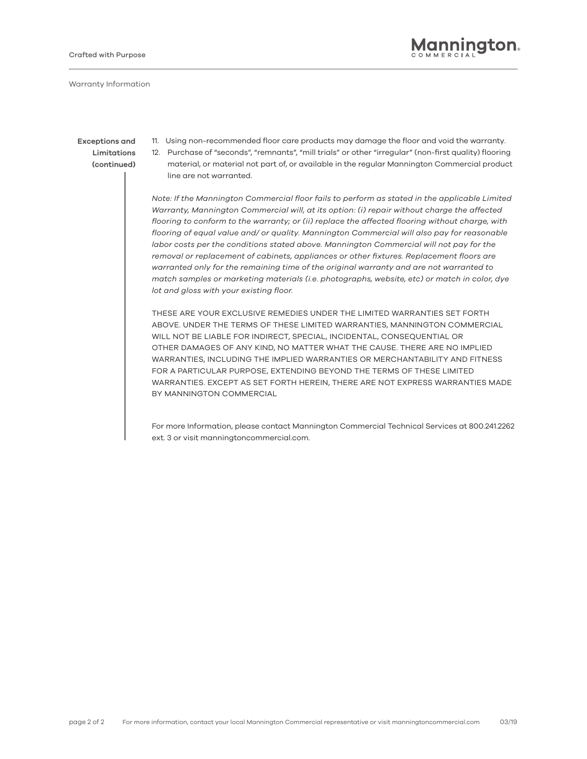Warranty Information

**Exceptions and Limitations (continued)**

11. Using non-recommended floor care products may damage the floor and void the warranty.
12. Purchase of "seconds", "remnants", "mill trials" or other "irregular" (non-first quality) flooring material, or material not part of, or available in the regular Mannington Commercial product line are not warranted.

*Note: If the Mannington Commercial floor fails to perform as stated in the applicable Limited Warranty, Mannington Commercial will, at its option: (i) repair without charge the affected flooring to conform to the warranty; or (ii) replace the affected flooring without charge, with flooring of equal value and/ or quality. Mannington Commercial will also pay for reasonable labor costs per the conditions stated above. Mannington Commercial will not pay for the removal or replacement of cabinets, appliances or other fixtures. Replacement floors are warranted only for the remaining time of the original warranty and are not warranted to match samples or marketing materials (i.e. photographs, website, etc) or match in color, dye lot and gloss with your existing floor.*

THESE ARE YOUR EXCLUSIVE REMEDIES UNDER THE LIMITED WARRANTIES SET FORTH ABOVE. UNDER THE TERMS OF THESE LIMITED WARRANTIES, MANNINGTON COMMERCIAL WILL NOT BE LIABLE FOR INDIRECT, SPECIAL, INCIDENTAL, CONSEQUENTIAL OR OTHER DAMAGES OF ANY KIND, NO MATTER WHAT THE CAUSE. THERE ARE NO IMPLIED WARRANTIES, INCLUDING THE IMPLIED WARRANTIES OR MERCHANTABILITY AND FITNESS FOR A PARTICULAR PURPOSE, EXTENDING BEYOND THE TERMS OF THESE LIMITED WARRANTIES. EXCEPT AS SET FORTH HEREIN, THERE ARE NOT EXPRESS WARRANTIES MADE BY MANNINGTON COMMERCIAL

For more Information, please contact Mannington Commercial Technical Services at 800.241.2262 ext. 3 or visit manningtoncommercial.com.